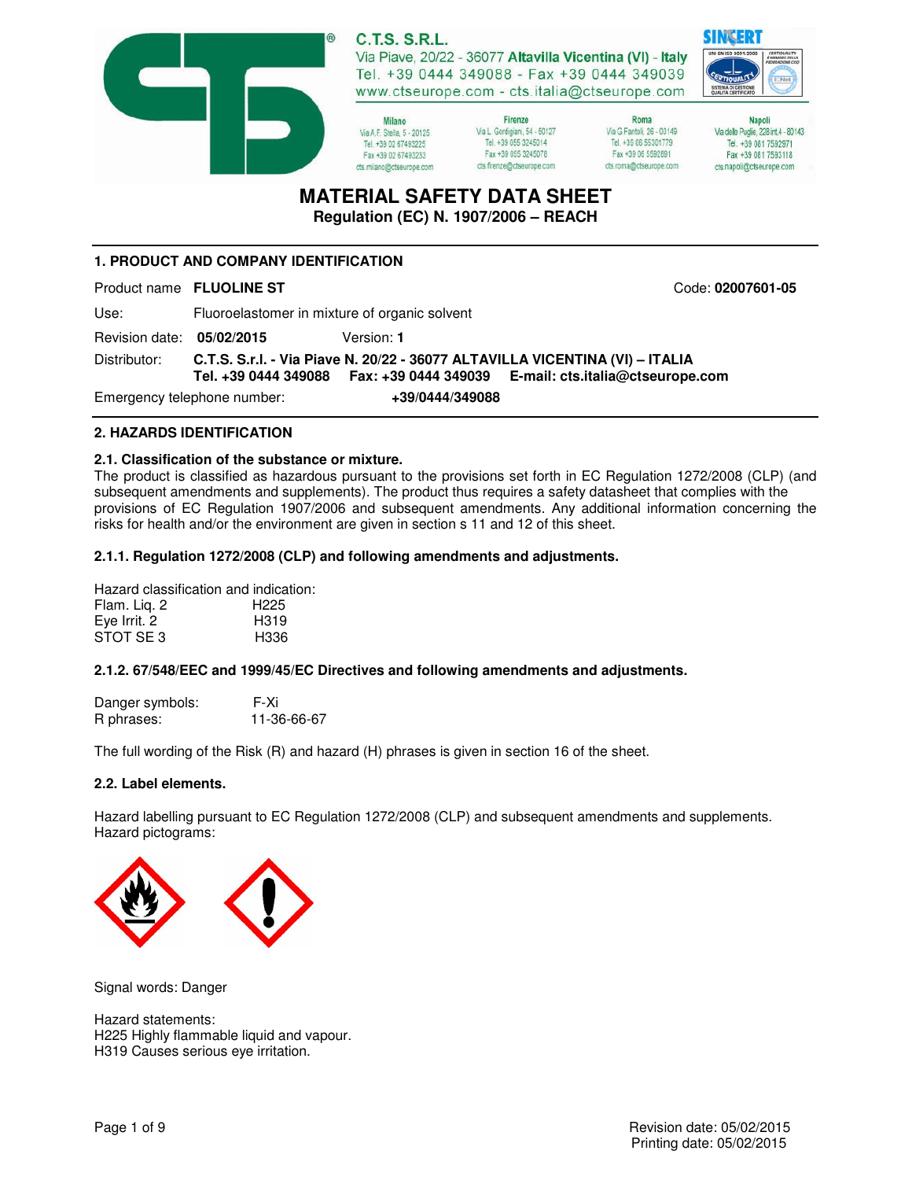C.T.S. S.R.L.
Via Piave, 20/22 - 36077 Altavilla Vicentina (VI) - Italy
Tel. +39 0444 349088 - Fax +39 0444 349039
www.ctseurope.com - cts.italia@ctseurope.com

| Milano | Firenze | Roma | Napoli |
|---|---|---|---|
| Via A.F. Stella, 5 - 20125 | Via L. Gordigiani, 54 - 50127 | Via G Fantoli, 26 - 00149 | Via delle Puglie, 228 int.4 - 80143 |
| Tel. +39 02 67493225 | Tel. +39 055 3245014 | Tel. +39 06 55301779 | Tel. +39 081 7592971 |
| Fax +39 02 67493233 | Fax +39 055 3245078 | Fax +39 06 5592691 | Fax +39 081 7593118 |
| cts.milano@ctseurope.com | cts.firenze@ctseurope.com | cts.roma@ctseurope.com | cts.napoli@ctseurope.com |

# MATERIAL SAFETY DATA SHEET
**Regulation (EC) N. 1907/2006 – REACH**

## 1. PRODUCT AND COMPANY IDENTIFICATION

Product name **FLUOLINE ST** Code: **02007601-05**

Use: Fluoroelastomer in mixture of organic solvent

Revision date: **05/02/2015** Version: **1**

Distributor: **C.T.S. S.r.l. - Via Piave N. 20/22 - 36077 ALTAVILLA VICENTINA (VI) – ITALIA**
**Tel. +39 0444 349088 Fax: +39 0444 349039 E-mail: cts.italia@ctseurope.com**

Emergency telephone number: **+39/0444/349088**

## 2. HAZARDS IDENTIFICATION

### 2.1. Classification of the substance or mixture.

The product is classified as hazardous pursuant to the provisions set forth in EC Regulation 1272/2008 (CLP) (and subsequent amendments and supplements). The product thus requires a safety datasheet that complies with the provisions of EC Regulation 1907/2006 and subsequent amendments. Any additional information concerning the risks for health and/or the environment are given in section s 11 and 12 of this sheet.

### 2.1.1. Regulation 1272/2008 (CLP) and following amendments and adjustments.

Hazard classification and indication:

| | |
|---|---|
| Flam. Liq. 2 | H225 |
| Eye Irrit. 2 | H319 |
| STOT SE 3 | H336 |

### 2.1.2. 67/548/EEC and 1999/45/EC Directives and following amendments and adjustments.

Danger symbols: F-Xi
R phrases: 11-36-66-67

The full wording of the Risk (R) and hazard (H) phrases is given in section 16 of the sheet.

### 2.2. Label elements.

Hazard labelling pursuant to EC Regulation 1272/2008 (CLP) and subsequent amendments and supplements.
Hazard pictograms:

Signal words: Danger

Hazard statements:
H225 Highly flammable liquid and vapour.
H319 Causes serious eye irritation.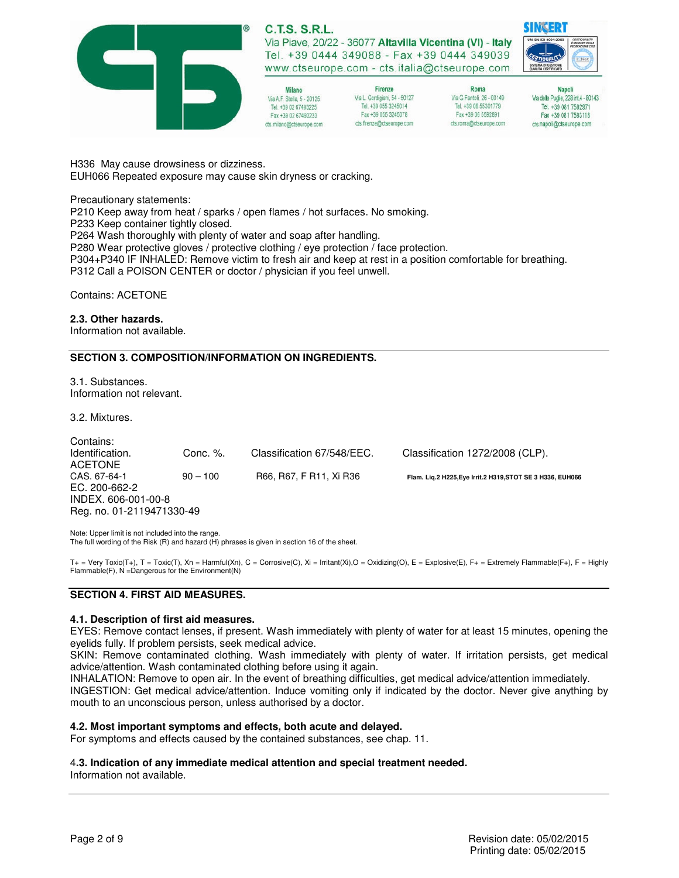H336 May cause drowsiness or dizziness.
EUH066 Repeated exposure may cause skin dryness or cracking.

Precautionary statements:
P210 Keep away from heat / sparks / open flames / hot surfaces. No smoking.
P233 Keep container tightly closed.
P264 Wash thoroughly with plenty of water and soap after handling.
P280 Wear protective gloves / protective clothing / eye protection / face protection.
P304+P340 IF INHALED: Remove victim to fresh air and keep at rest in a position comfortable for breathing.
P312 Call a POISON CENTER or doctor / physician if you feel unwell.

Contains: ACETONE

**2.3. Other hazards.**
Information not available.

## SECTION 3. COMPOSITION/INFORMATION ON INGREDIENTS.

3.1. Substances.
Information not relevant.

3.2. Mixtures.

Contains:

| Identification. | Conc. %. | Classification 67/548/EEC. | Classification 1272/2008 (CLP). |
|---|---|---|---|
| ACETONE | | | |
| CAS. 67-64-1 | 90 – 100 | R66, R67, F R11, Xi R36 | Flam. Liq.2 H225,Eye Irrit.2 H319,STOT SE 3 H336, EUH066 |
| EC. 200-662-2 | | | |
| INDEX. 606-001-00-8 | | | |
| Reg. no. 01-2119471330-49 | | | |

Note: Upper limit is not included into the range.
The full wording of the Risk (R) and hazard (H) phrases is given in section 16 of the sheet.

T+ = Very Toxic(T+), T = Toxic(T), Xn = Harmful(Xn), C = Corrosive(C), Xi = Irritant(Xi),O = Oxidizing(O), E = Explosive(E), F+ = Extremely Flammable(F+), F = Highly Flammable(F), N =Dangerous for the Environment(N)

## SECTION 4. FIRST AID MEASURES.

**4.1. Description of first aid measures.**
EYES: Remove contact lenses, if present. Wash immediately with plenty of water for at least 15 minutes, opening the eyelids fully. If problem persists, seek medical advice.
SKIN: Remove contaminated clothing. Wash immediately with plenty of water. If irritation persists, get medical advice/attention. Wash contaminated clothing before using it again.
INHALATION: Remove to open air. In the event of breathing difficulties, get medical advice/attention immediately.
INGESTION: Get medical advice/attention. Induce vomiting only if indicated by the doctor. Never give anything by mouth to an unconscious person, unless authorised by a doctor.

**4.2. Most important symptoms and effects, both acute and delayed.**
For symptoms and effects caused by the contained substances, see chap. 11.

**4.3. Indication of any immediate medical attention and special treatment needed.**
Information not available.

Revision date: 05/02/2015
Printing date: 05/02/2015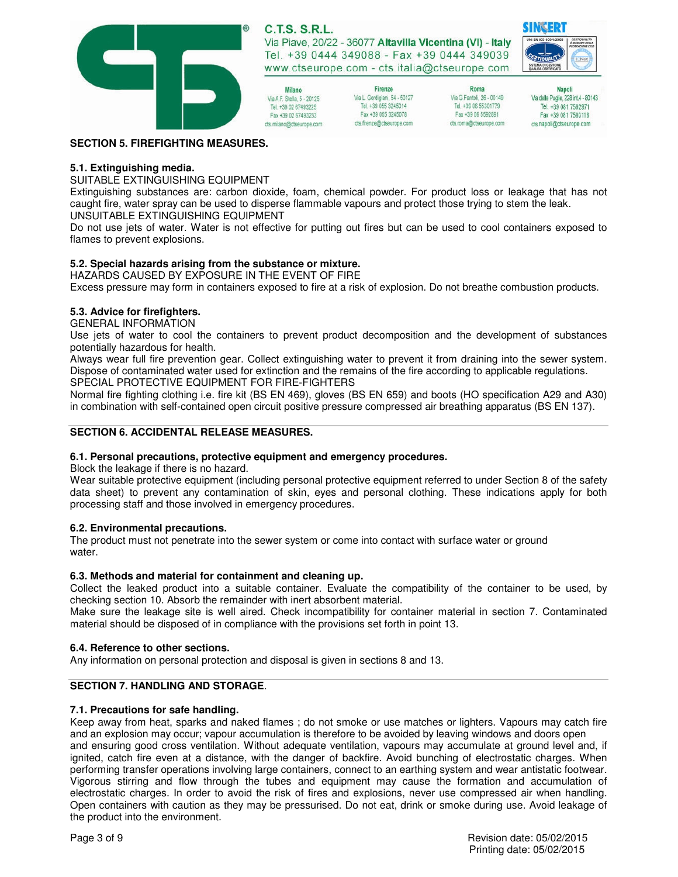## SECTION 5. FIREFIGHTING MEASURES.

### 5.1. Extinguishing media.

SUITABLE EXTINGUISHING EQUIPMENT

Extinguishing substances are: carbon dioxide, foam, chemical powder. For product loss or leakage that has not caught fire, water spray can be used to disperse flammable vapours and protect those trying to stem the leak.

UNSUITABLE EXTINGUISHING EQUIPMENT

Do not use jets of water. Water is not effective for putting out fires but can be used to cool containers exposed to flames to prevent explosions.

### 5.2. Special hazards arising from the substance or mixture.

HAZARDS CAUSED BY EXPOSURE IN THE EVENT OF FIRE

Excess pressure may form in containers exposed to fire at a risk of explosion. Do not breathe combustion products.

### 5.3. Advice for firefighters.

GENERAL INFORMATION

Use jets of water to cool the containers to prevent product decomposition and the development of substances potentially hazardous for health.

Always wear full fire prevention gear. Collect extinguishing water to prevent it from draining into the sewer system. Dispose of contaminated water used for extinction and the remains of the fire according to applicable regulations.

SPECIAL PROTECTIVE EQUIPMENT FOR FIRE-FIGHTERS

Normal fire fighting clothing i.e. fire kit (BS EN 469), gloves (BS EN 659) and boots (HO specification A29 and A30) in combination with self-contained open circuit positive pressure compressed air breathing apparatus (BS EN 137).

## SECTION 6. ACCIDENTAL RELEASE MEASURES.

### 6.1. Personal precautions, protective equipment and emergency procedures.

Block the leakage if there is no hazard.

Wear suitable protective equipment (including personal protective equipment referred to under Section 8 of the safety data sheet) to prevent any contamination of skin, eyes and personal clothing. These indications apply for both processing staff and those involved in emergency procedures.

### 6.2. Environmental precautions.

The product must not penetrate into the sewer system or come into contact with surface water or ground water.

### 6.3. Methods and material for containment and cleaning up.

Collect the leaked product into a suitable container. Evaluate the compatibility of the container to be used, by checking section 10. Absorb the remainder with inert absorbent material.

Make sure the leakage site is well aired. Check incompatibility for container material in section 7. Contaminated material should be disposed of in compliance with the provisions set forth in point 13.

### 6.4. Reference to other sections.

Any information on personal protection and disposal is given in sections 8 and 13.

## SECTION 7. HANDLING AND STORAGE.

### 7.1. Precautions for safe handling.

Keep away from heat, sparks and naked flames ; do not smoke or use matches or lighters. Vapours may catch fire and an explosion may occur; vapour accumulation is therefore to be avoided by leaving windows and doors open and ensuring good cross ventilation. Without adequate ventilation, vapours may accumulate at ground level and, if ignited, catch fire even at a distance, with the danger of backfire. Avoid bunching of electrostatic charges. When performing transfer operations involving large containers, connect to an earthing system and wear antistatic footwear. Vigorous stirring and flow through the tubes and equipment may cause the formation and accumulation of electrostatic charges. In order to avoid the risk of fires and explosions, never use compressed air when handling. Open containers with caution as they may be pressurised. Do not eat, drink or smoke during use. Avoid leakage of the product into the environment.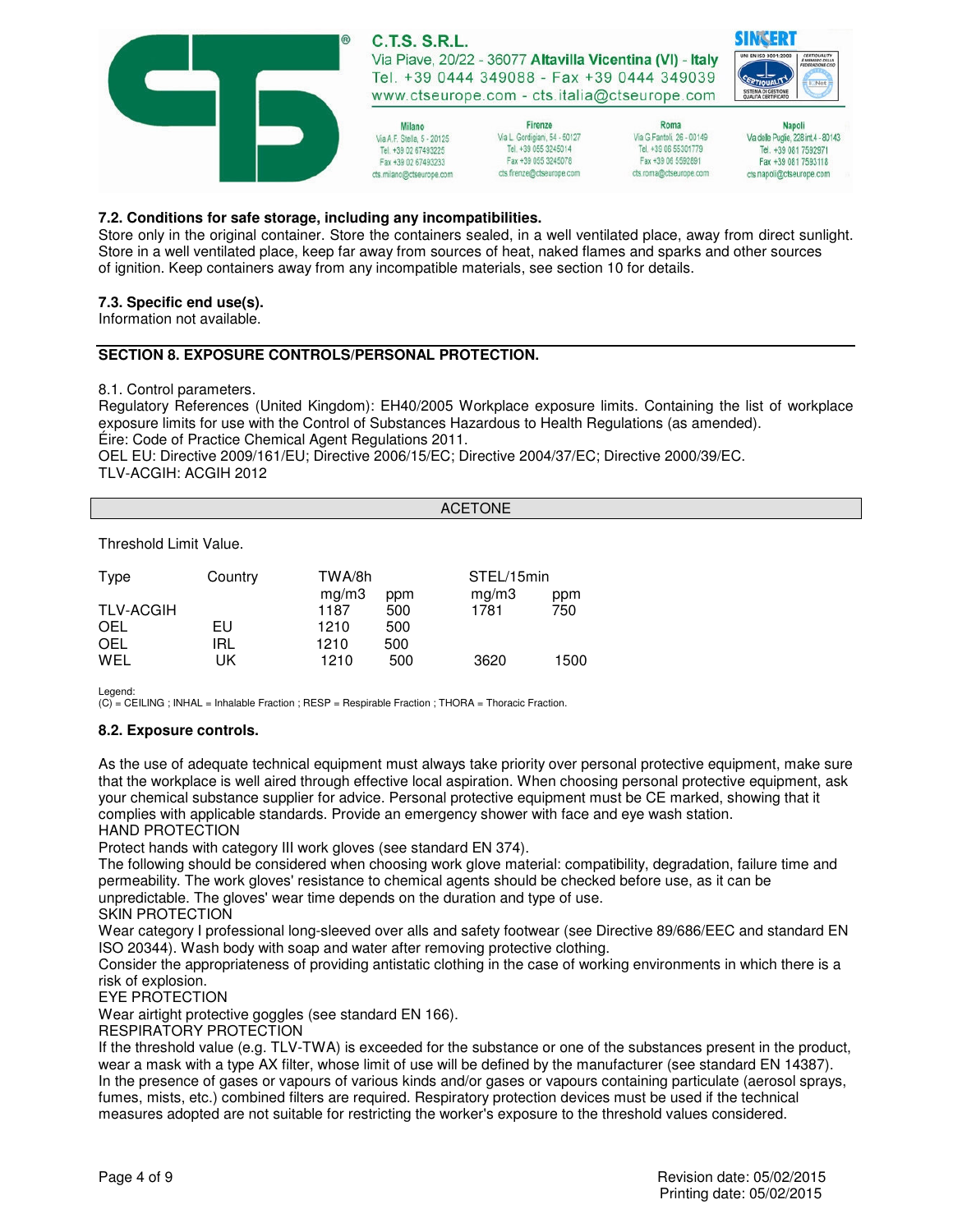### 7.2. Conditions for safe storage, including any incompatibilities.

Store only in the original container. Store the containers sealed, in a well ventilated place, away from direct sunlight. Store in a well ventilated place, keep far away from sources of heat, naked flames and sparks and other sources of ignition. Keep containers away from any incompatible materials, see section 10 for details.

### 7.3. Specific end use(s).

Information not available.

## SECTION 8. EXPOSURE CONTROLS/PERSONAL PROTECTION.

8.1. Control parameters.

Regulatory References (United Kingdom): EH40/2005 Workplace exposure limits. Containing the list of workplace exposure limits for use with the Control of Substances Hazardous to Health Regulations (as amended).

Éire: Code of Practice Chemical Agent Regulations 2011.

OEL EU: Directive 2009/161/EU; Directive 2006/15/EC; Directive 2004/37/EC; Directive 2000/39/EC.

TLV-ACGIH: ACGIH 2012

**ACETONE**

Threshold Limit Value.

| Type | Country | TWA/8h | | STEL/15min | |
|---|---|---|---|---|---|
| | | mg/m3 | ppm | mg/m3 | ppm |
| TLV-ACGIH | | 1187 | 500 | 1781 | 750 |
| OEL | EU | 1210 | 500 | | |
| OEL | IRL | 1210 | 500 | | |
| WEL | UK | 1210 | 500 | 3620 | 1500 |

Legend:
(C) = CEILING ; INHAL = Inhalable Fraction ; RESP = Respirable Fraction ; THORA = Thoracic Fraction.

### 8.2. Exposure controls.

As the use of adequate technical equipment must always take priority over personal protective equipment, make sure that the workplace is well aired through effective local aspiration. When choosing personal protective equipment, ask your chemical substance supplier for advice. Personal protective equipment must be CE marked, showing that it complies with applicable standards. Provide an emergency shower with face and eye wash station.

HAND PROTECTION

Protect hands with category III work gloves (see standard EN 374).

The following should be considered when choosing work glove material: compatibility, degradation, failure time and permeability. The work gloves' resistance to chemical agents should be checked before use, as it can be unpredictable. The gloves' wear time depends on the duration and type of use.

SKIN PROTECTION

Wear category I professional long-sleeved over alls and safety footwear (see Directive 89/686/EEC and standard EN ISO 20344). Wash body with soap and water after removing protective clothing.

Consider the appropriateness of providing antistatic clothing in the case of working environments in which there is a risk of explosion.

EYE PROTECTION

Wear airtight protective goggles (see standard EN 166).

RESPIRATORY PROTECTION

If the threshold value (e.g. TLV-TWA) is exceeded for the substance or one of the substances present in the product, wear a mask with a type AX filter, whose limit of use will be defined by the manufacturer (see standard EN 14387). In the presence of gases or vapours of various kinds and/or gases or vapours containing particulate (aerosol sprays, fumes, mists, etc.) combined filters are required. Respiratory protection devices must be used if the technical measures adopted are not suitable for restricting the worker's exposure to the threshold values considered.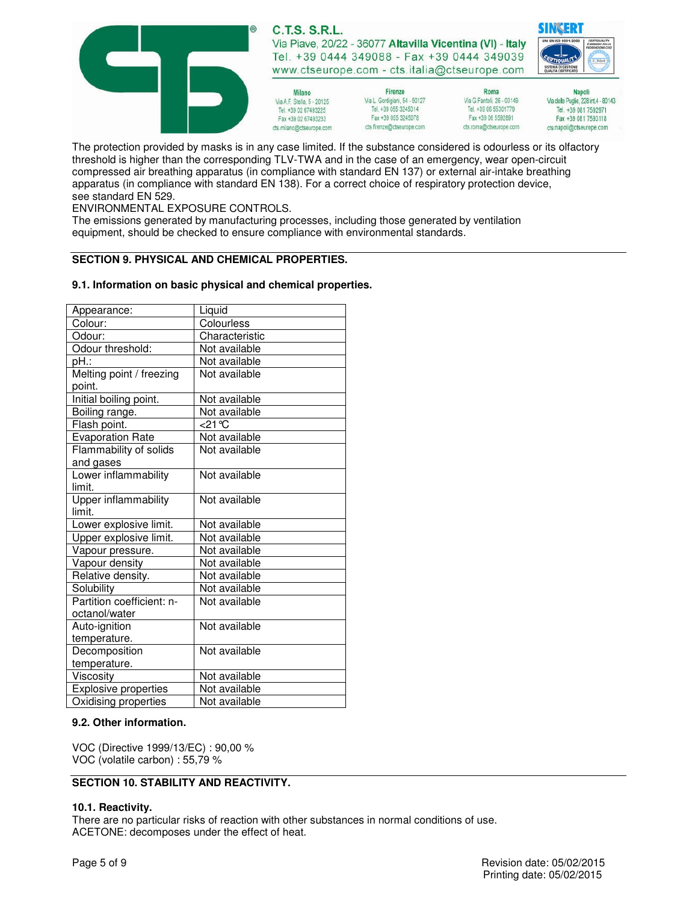The protection provided by masks is in any case limited. If the substance considered is odourless or its olfactory threshold is higher than the corresponding TLV-TWA and in the case of an emergency, wear open-circuit compressed air breathing apparatus (in compliance with standard EN 137) or external air-intake breathing apparatus (in compliance with standard EN 138). For a correct choice of respiratory protection device, see standard EN 529.

ENVIRONMENTAL EXPOSURE CONTROLS.

The emissions generated by manufacturing processes, including those generated by ventilation equipment, should be checked to ensure compliance with environmental standards.

## SECTION 9. PHYSICAL AND CHEMICAL PROPERTIES.

### 9.1. Information on basic physical and chemical properties.

| Property | Value |
|---|---|
| Appearance: | Liquid |
| Colour: | Colourless |
| Odour: | Characteristic |
| Odour threshold: | Not available |
| pH.: | Not available |
| Melting point / freezing point. | Not available |
| Initial boiling point. | Not available |
| Boiling range. | Not available |
| Flash point. | <21°C |
| Evaporation Rate | Not available |
| Flammability of solids and gases | Not available |
| Lower inflammability limit. | Not available |
| Upper inflammability limit. | Not available |
| Lower explosive limit. | Not available |
| Upper explosive limit. | Not available |
| Vapour pressure. | Not available |
| Vapour density | Not available |
| Relative density. | Not available |
| Solubility | Not available |
| Partition coefficient: n-octanol/water | Not available |
| Auto-ignition temperature. | Not available |
| Decomposition temperature. | Not available |
| Viscosity | Not available |
| Explosive properties | Not available |
| Oxidising properties | Not available |

### 9.2. Other information.

VOC (Directive 1999/13/EC) : 90,00 %
VOC (volatile carbon) : 55,79 %

## SECTION 10. STABILITY AND REACTIVITY.

### 10.1. Reactivity.

There are no particular risks of reaction with other substances in normal conditions of use.
ACETONE: decomposes under the effect of heat.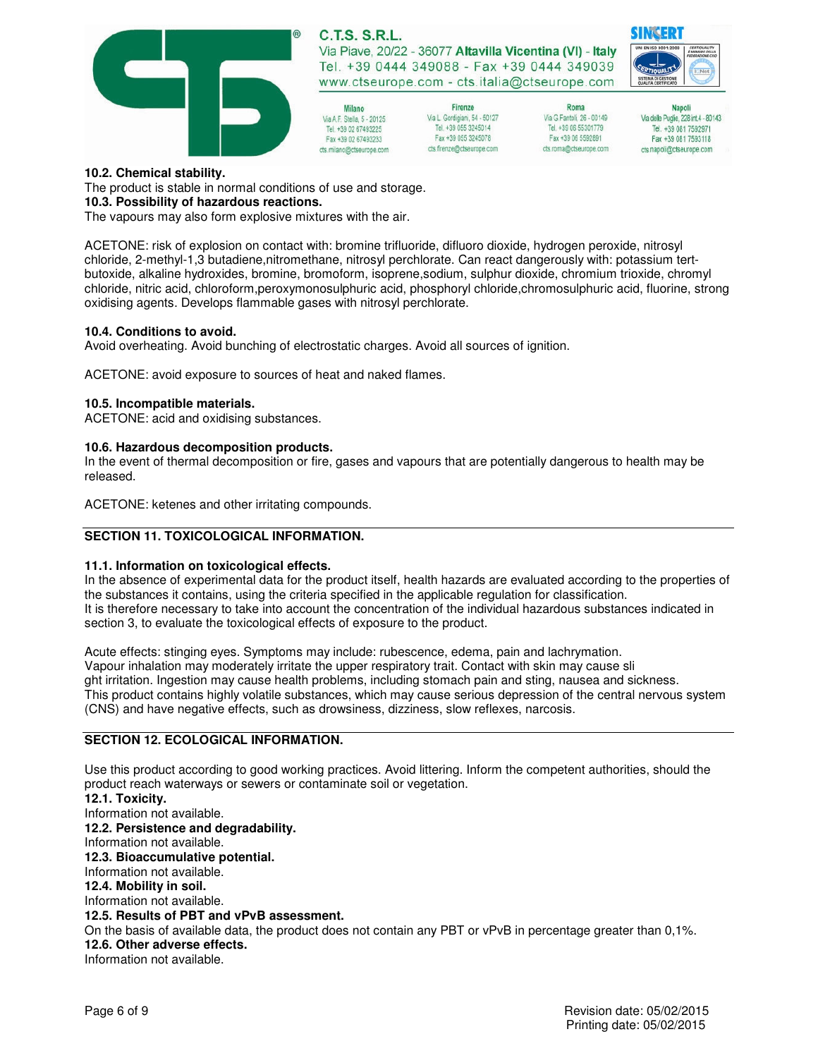**10.2. Chemical stability.**

The product is stable in normal conditions of use and storage.

**10.3. Possibility of hazardous reactions.**

The vapours may also form explosive mixtures with the air.

ACETONE: risk of explosion on contact with: bromine trifluoride, difluoro dioxide, hydrogen peroxide, nitrosyl chloride, 2-methyl-1,3 butadiene,nitromethane, nitrosyl perchlorate. Can react dangerously with: potassium tert-butoxide, alkaline hydroxides, bromine, bromoform, isoprene,sodium, sulphur dioxide, chromium trioxide, chromyl chloride, nitric acid, chloroform,peroxymonosulphuric acid, phosphoryl chloride,chromosulphuric acid, fluorine, strong oxidising agents. Develops flammable gases with nitrosyl perchlorate.

**10.4. Conditions to avoid.**

Avoid overheating. Avoid bunching of electrostatic charges. Avoid all sources of ignition.

ACETONE: avoid exposure to sources of heat and naked flames.

**10.5. Incompatible materials.**

ACETONE: acid and oxidising substances.

**10.6. Hazardous decomposition products.**

In the event of thermal decomposition or fire, gases and vapours that are potentially dangerous to health may be released.

ACETONE: ketenes and other irritating compounds.

## SECTION 11. TOXICOLOGICAL INFORMATION.

**11.1. Information on toxicological effects.**

In the absence of experimental data for the product itself, health hazards are evaluated according to the properties of the substances it contains, using the criteria specified in the applicable regulation for classification.
It is therefore necessary to take into account the concentration of the individual hazardous substances indicated in section 3, to evaluate the toxicological effects of exposure to the product.

Acute effects: stinging eyes. Symptoms may include: rubescence, edema, pain and lachrymation.
Vapour inhalation may moderately irritate the upper respiratory trait. Contact with skin may cause sli
ght irritation. Ingestion may cause health problems, including stomach pain and sting, nausea and sickness.
This product contains highly volatile substances, which may cause serious depression of the central nervous system (CNS) and have negative effects, such as drowsiness, dizziness, slow reflexes, narcosis.

## SECTION 12. ECOLOGICAL INFORMATION.

Use this product according to good working practices. Avoid littering. Inform the competent authorities, should the product reach waterways or sewers or contaminate soil or vegetation.

**12.1. Toxicity.**

Information not available.

**12.2. Persistence and degradability.**

Information not available.

**12.3. Bioaccumulative potential.**

Information not available.

**12.4. Mobility in soil.**

Information not available.

**12.5. Results of PBT and vPvB assessment.**

On the basis of available data, the product does not contain any PBT or vPvB in percentage greater than 0,1%.

**12.6. Other adverse effects.**

Information not available.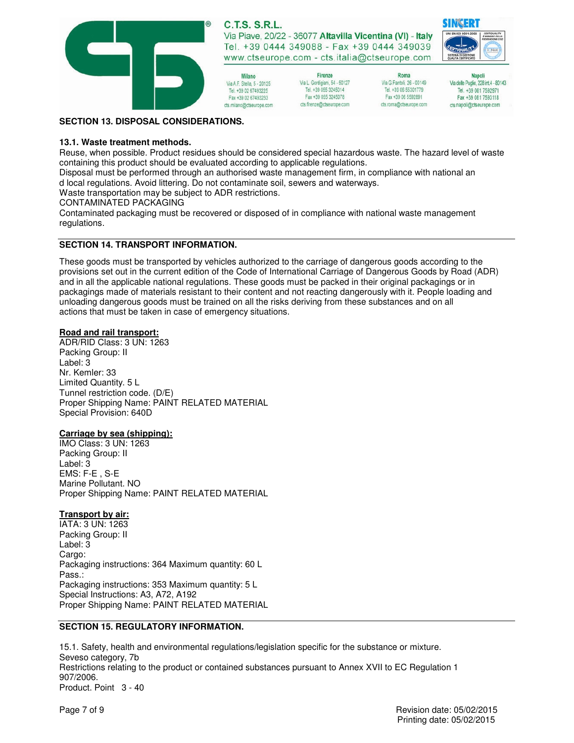## SECTION 13. DISPOSAL CONSIDERATIONS.

### 13.1. Waste treatment methods.

Reuse, when possible. Product residues should be considered special hazardous waste. The hazard level of waste containing this product should be evaluated according to applicable regulations.
Disposal must be performed through an authorised waste management firm, in compliance with national an d local regulations. Avoid littering. Do not contaminate soil, sewers and waterways.
Waste transportation may be subject to ADR restrictions.
CONTAMINATED PACKAGING
Contaminated packaging must be recovered or disposed of in compliance with national waste management regulations.

## SECTION 14. TRANSPORT INFORMATION.

These goods must be transported by vehicles authorized to the carriage of dangerous goods according to the provisions set out in the current edition of the Code of International Carriage of Dangerous Goods by Road (ADR) and in all the applicable national regulations. These goods must be packed in their original packagings or in packagings made of materials resistant to their content and not reacting dangerously with it. People loading and unloading dangerous goods must be trained on all the risks deriving from these substances and on all actions that must be taken in case of emergency situations.

**Road and rail transport:**
ADR/RID Class: 3 UN: 1263
Packing Group: II
Label: 3
Nr. Kemler: 33
Limited Quantity. 5 L
Tunnel restriction code. (D/E)
Proper Shipping Name: PAINT RELATED MATERIAL
Special Provision: 640D

**Carriage by sea (shipping):**
IMO Class: 3 UN: 1263
Packing Group: II
Label: 3
EMS: F-E , S-E
Marine Pollutant. NO
Proper Shipping Name: PAINT RELATED MATERIAL

**Transport by air:**
IATA: 3 UN: 1263
Packing Group: II
Label: 3
Cargo:
Packaging instructions: 364 Maximum quantity: 60 L
Pass.:
Packaging instructions: 353 Maximum quantity: 5 L
Special Instructions: A3, A72, A192
Proper Shipping Name: PAINT RELATED MATERIAL

## SECTION 15. REGULATORY INFORMATION.

15.1. Safety, health and environmental regulations/legislation specific for the substance or mixture.
Seveso category, 7b
Restrictions relating to the product or contained substances pursuant to Annex XVII to EC Regulation 1 907/2006.
Product. Point 3 - 40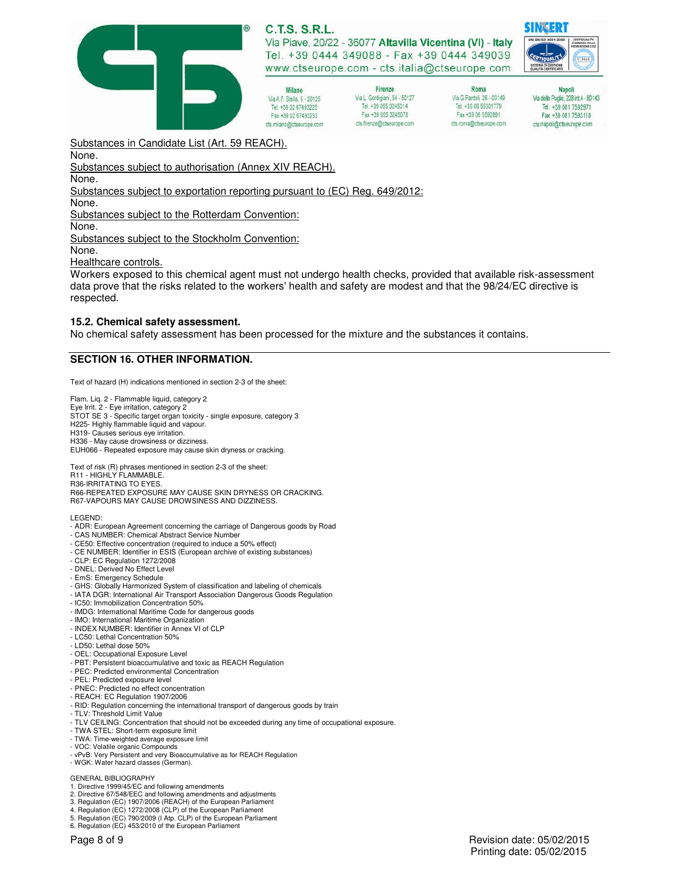Substances in Candidate List (Art. 59 REACH).

None.

Substances subject to authorisation (Annex XIV REACH).

None.

Substances subject to exportation reporting pursuant to (EC) Reg. 649/2012:

None.

Substances subject to the Rotterdam Convention:

None.

Substances subject to the Stockholm Convention:

None.

Healthcare controls.

Workers exposed to this chemical agent must not undergo health checks, provided that available risk-assessment data prove that the risks related to the workers' health and safety are modest and that the 98/24/EC directive is respected.

### 15.2. Chemical safety assessment.

No chemical safety assessment has been processed for the mixture and the substances it contains.

## SECTION 16. OTHER INFORMATION.

Text of hazard (H) indications mentioned in section 2-3 of the sheet:

Flam. Liq. 2 - Flammable liquid, category 2
Eye Irrit. 2 - Eye irritation, category 2
STOT SE 3 - Specific target organ toxicity - single exposure, category 3
H225- Highly flammable liquid and vapour.
H319- Causes serious eye irritation.
H336 - May cause drowsiness or dizziness.
EUH066 - Repeated exposure may cause skin dryness or cracking.

Text of risk (R) phrases mentioned in section 2-3 of the sheet:
R11 - HIGHLY FLAMMABLE.
R36-IRRITATING TO EYES.
R66-REPEATED EXPOSURE MAY CAUSE SKIN DRYNESS OR CRACKING.
R67-VAPOURS MAY CAUSE DROWSINESS AND DIZZINESS.

LEGEND:

- ADR: European Agreement concerning the carriage of Dangerous goods by Road
- CAS NUMBER: Chemical Abstract Service Number
- CE50: Effective concentration (required to induce a 50% effect)
- CE NUMBER: Identifier in ESIS (European archive of existing substances)
- CLP: EC Regulation 1272/2008
- DNEL: Derived No Effect Level
- EmS: Emergency Schedule
- GHS: Globally Harmonized System of classification and labeling of chemicals
- IATA DGR: International Air Transport Association Dangerous Goods Regulation
- IC50: Immobilization Concentration 50%
- IMDG: International Maritime Code for dangerous goods
- IMO: International Maritime Organization
- INDEX NUMBER: Identifier in Annex VI of CLP
- LC50: Lethal Concentration 50%
- LD50: Lethal dose 50%
- OEL: Occupational Exposure Level
- PBT: Persistent bioaccumulative and toxic as REACH Regulation
- PEC: Predicted environmental Concentration
- PEL: Predicted exposure level
- PNEC: Predicted no effect concentration
- REACH: EC Regulation 1907/2006
- RID: Regulation concerning the international transport of dangerous goods by train
- TLV: Threshold Limit Value
- TLV CEILING: Concentration that should not be exceeded during any time of occupational exposure.
- TWA STEL: Short-term exposure limit
- TWA: Time-weighted average exposure limit
- VOC: Volatile organic Compounds
- vPvB: Very Persistent and very Bioaccumulative as for REACH Regulation
- WGK: Water hazard classes (German).

GENERAL BIBLIOGRAPHY

1. Directive 1999/45/EC and following amendments
2. Directive 67/548/EEC and following amendments and adjustments
3. Regulation (EC) 1907/2006 (REACH) of the European Parliament
4. Regulation (EC) 1272/2008 (CLP) of the European Parliament
5. Regulation (EC) 790/2009 (I Atp. CLP) of the European Parliament
6. Regulation (EC) 453/2010 of the European Parliament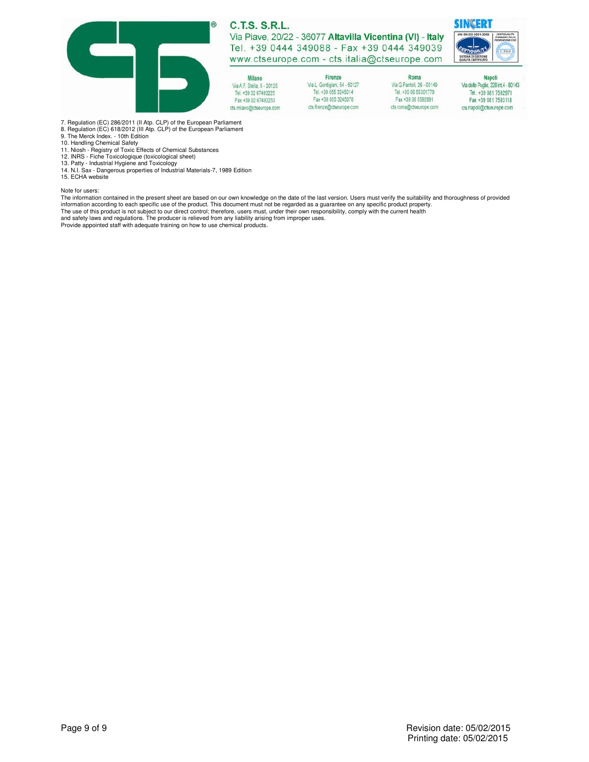7. Regulation (EC) 286/2011 (II Atp. CLP) of the European Parliament
8. Regulation (EC) 618/2012 (III Atp. CLP) of the European Parliament
9. The Merck Index. - 10th Edition
10. Handling Chemical Safety
11. Niosh - Registry of Toxic Effects of Chemical Substances
12. INRS - Fiche Toxicologique (toxicological sheet)
13. Patty - Industrial Hygiene and Toxicology
14. N.I. Sax - Dangerous properties of Industrial Materials-7, 1989 Edition
15. ECHA website

Note for users:
The information contained in the present sheet are based on our own knowledge on the date of the last version. Users must verify the suitability and thoroughness of provided information according to each specific use of the product. This document must not be regarded as a guarantee on any specific product property.
The use of this product is not subject to our direct control; therefore, users must, under their own responsibility, comply with the current health and safety laws and regulations. The producer is relieved from any liability arising from improper uses.
Provide appointed staff with adequate training on how to use chemical products.